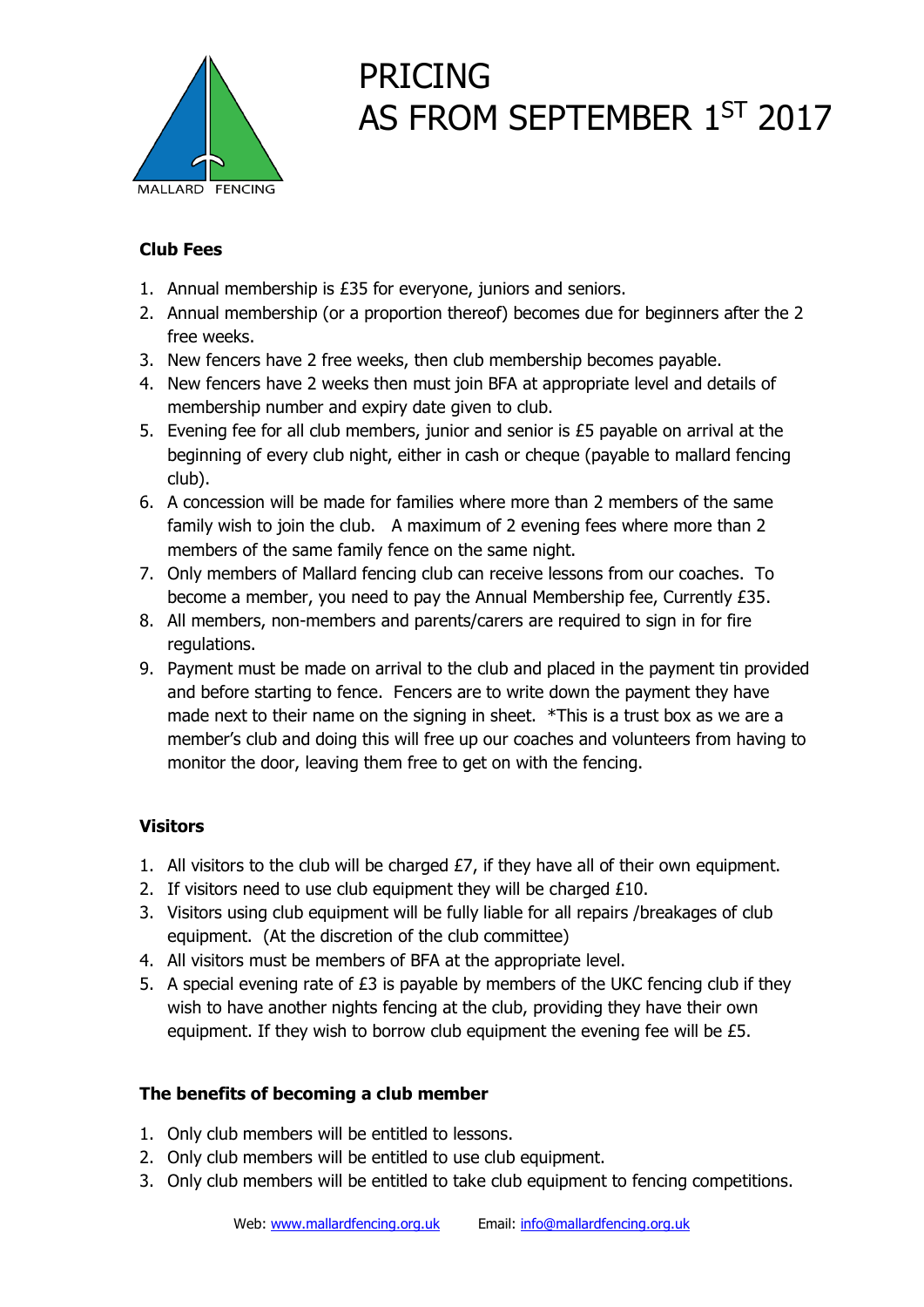MALLARD FENCING

# PRICING
# AS FROM SEPTEMBER 1ST 2017

**Club Fees**

1. Annual membership is £35 for everyone, juniors and seniors.
2. Annual membership (or a proportion thereof) becomes due for beginners after the 2 free weeks.
3. New fencers have 2 free weeks, then club membership becomes payable.
4. New fencers have 2 weeks then must join BFA at appropriate level and details of membership number and expiry date given to club.
5. Evening fee for all club members, junior and senior is £5 payable on arrival at the beginning of every club night, either in cash or cheque (payable to mallard fencing club).
6. A concession will be made for families where more than 2 members of the same family wish to join the club. A maximum of 2 evening fees where more than 2 members of the same family fence on the same night.
7. Only members of Mallard fencing club can receive lessons from our coaches. To become a member, you need to pay the Annual Membership fee, Currently £35.
8. All members, non-members and parents/carers are required to sign in for fire regulations.
9. Payment must be made on arrival to the club and placed in the payment tin provided and before starting to fence. Fencers are to write down the payment they have made next to their name on the signing in sheet. *This is a trust box as we are a member's club and doing this will free up our coaches and volunteers from having to monitor the door, leaving them free to get on with the fencing.

**Visitors**

1. All visitors to the club will be charged £7, if they have all of their own equipment.
2. If visitors need to use club equipment they will be charged £10.
3. Visitors using club equipment will be fully liable for all repairs /breakages of club equipment. (At the discretion of the club committee)
4. All visitors must be members of BFA at the appropriate level.
5. A special evening rate of £3 is payable by members of the UKC fencing club if they wish to have another nights fencing at the club, providing they have their own equipment. If they wish to borrow club equipment the evening fee will be £5.

**The benefits of becoming a club member**

1. Only club members will be entitled to lessons.
2. Only club members will be entitled to use club equipment.
3. Only club members will be entitled to take club equipment to fencing competitions.

Web: www.mallardfencing.org.uk Email: info@mallardfencing.org.uk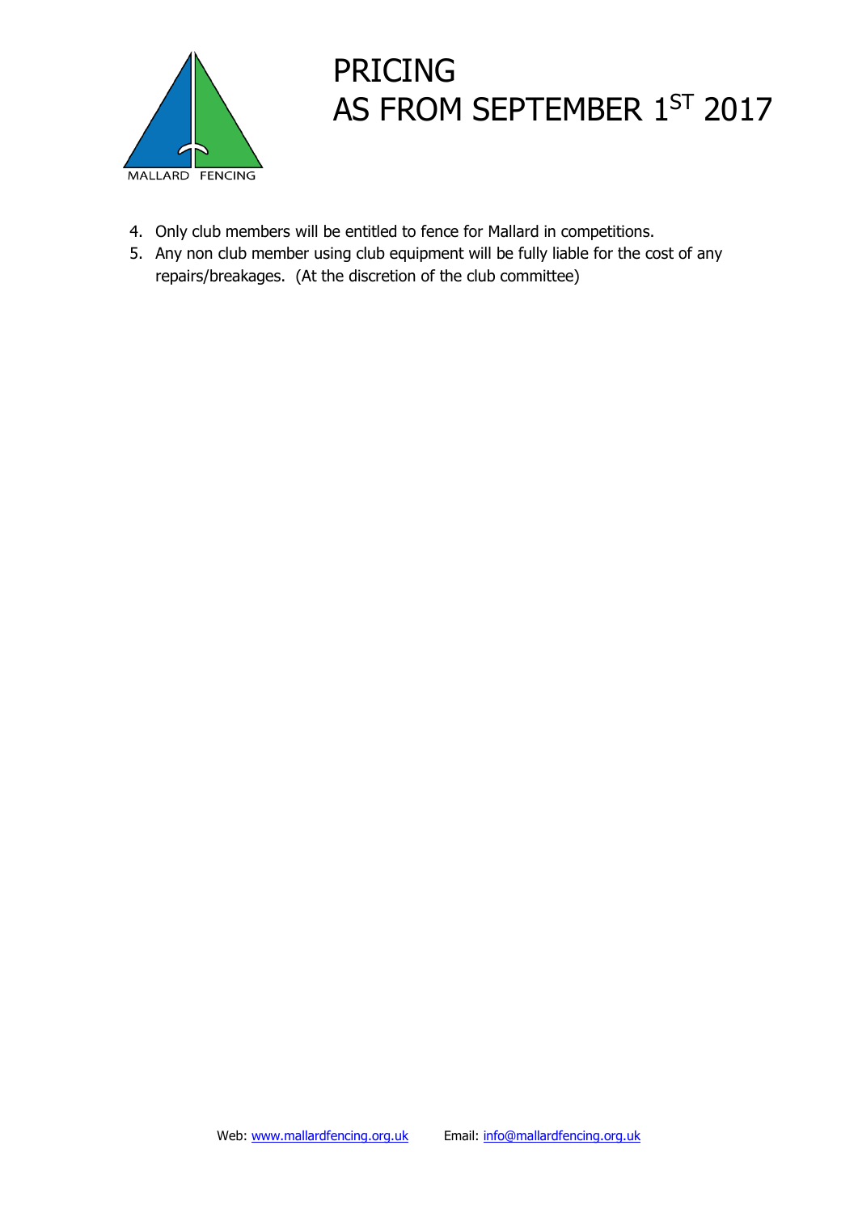# PRICING
# AS FROM SEPTEMBER 1ST 2017

4. Only club members will be entitled to fence for Mallard in competitions.
5. Any non club member using club equipment will be fully liable for the cost of any repairs/breakages. (At the discretion of the club committee)

Web: www.mallardfencing.org.uk Email: info@mallardfencing.org.uk